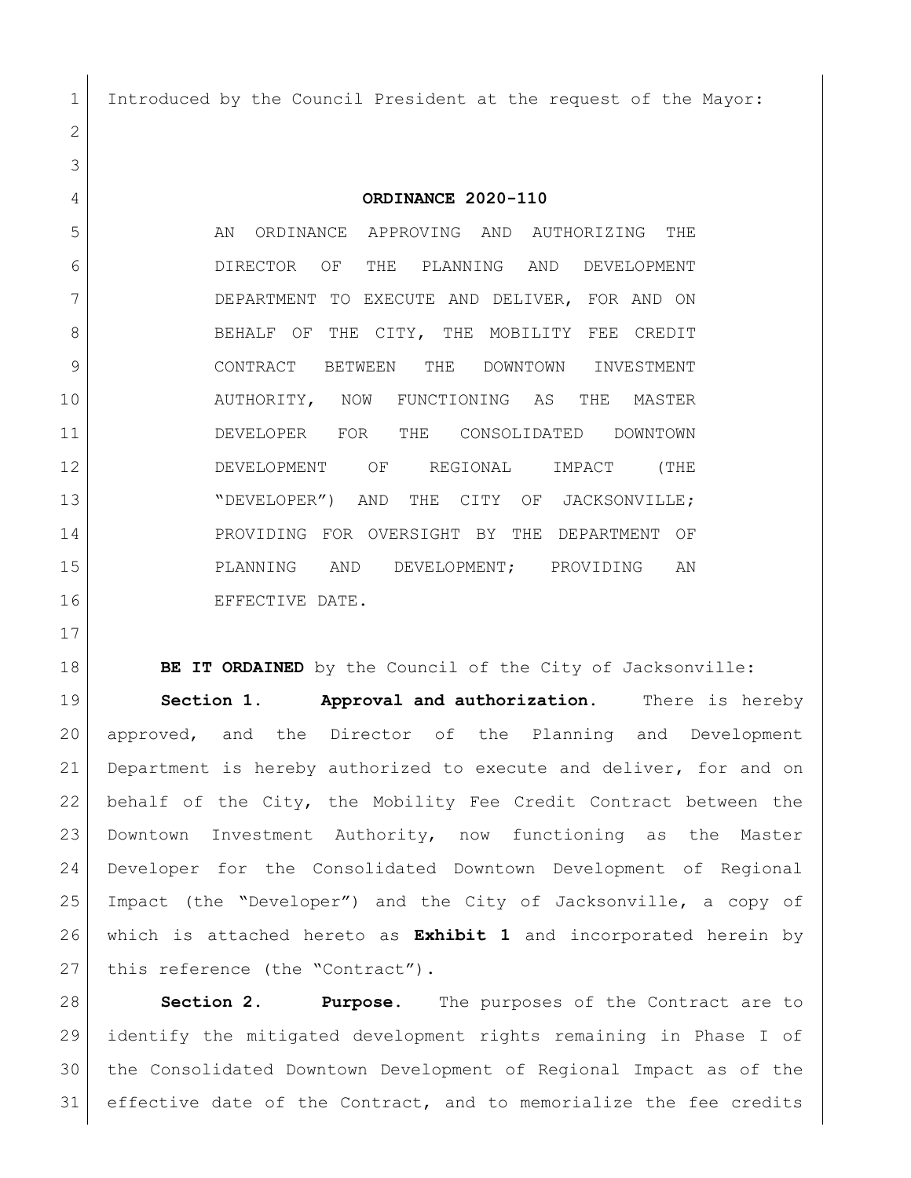Introduced by the Council President at the request of the Mayor:

**ORDINANCE 2020-110**

AN ORDINANCE APPROVING AND AUTHORIZING THE DIRECTOR OF THE PLANNING AND DEVELOPMENT DEPARTMENT TO EXECUTE AND DELIVER, FOR AND ON BEHALF OF THE CITY, THE MOBILITY FEE CREDIT CONTRACT BETWEEN THE DOWNTOWN INVESTMENT AUTHORITY, NOW FUNCTIONING AS THE MASTER DEVELOPER FOR THE CONSOLIDATED DOWNTOWN DEVELOPMENT OF REGIONAL IMPACT (THE "DEVELOPER") AND THE CITY OF JACKSONVILLE; PROVIDING FOR OVERSIGHT BY THE DEPARTMENT OF PLANNING AND DEVELOPMENT; PROVIDING AN EFFECTIVE DATE.

**BE IT ORDAINED** by the Council of the City of Jacksonville:

**Section 1. Approval and authorization.** There is hereby approved, and the Director of the Planning and Development Department is hereby authorized to execute and deliver, for and on behalf of the City, the Mobility Fee Credit Contract between the Downtown Investment Authority, now functioning as the Master Developer for the Consolidated Downtown Development of Regional Impact (the "Developer") and the City of Jacksonville, a copy of which is attached hereto as **Exhibit 1** and incorporated herein by this reference (the "Contract").

**Section 2. Purpose.** The purposes of the Contract are to identify the mitigated development rights remaining in Phase I of the Consolidated Downtown Development of Regional Impact as of the effective date of the Contract, and to memorialize the fee credits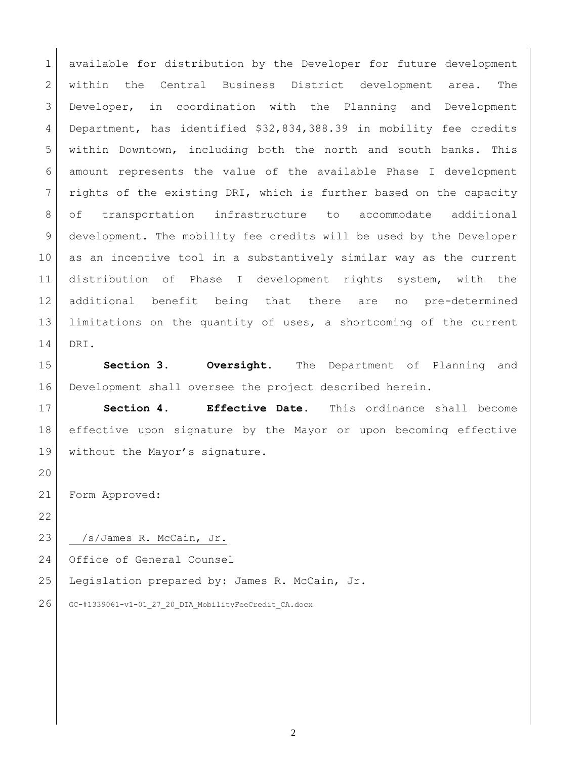available for distribution by the Developer for future development within the Central Business District development area. The Developer, in coordination with the Planning and Development Department, has identified $32,834,388.39 in mobility fee credits within Downtown, including both the north and south banks. This amount represents the value of the available Phase I development rights of the existing DRI, which is further based on the capacity of transportation infrastructure to accommodate additional development. The mobility fee credits will be used by the Developer as an incentive tool in a substantively similar way as the current distribution of Phase I development rights system, with the additional benefit being that there are no pre-determined limitations on the quantity of uses, a shortcoming of the current DRI.

**Section 3. Oversight.** The Department of Planning and Development shall oversee the project described herein.

**Section 4. Effective Date.** This ordinance shall become effective upon signature by the Mayor or upon becoming effective without the Mayor's signature.

Form Approved:

/s/James R. McCain, Jr.

Office of General Counsel

Legislation prepared by: James R. McCain, Jr.

GC-#1339061-v1-01_27_20_DIA_MobilityFeeCredit_CA.docx